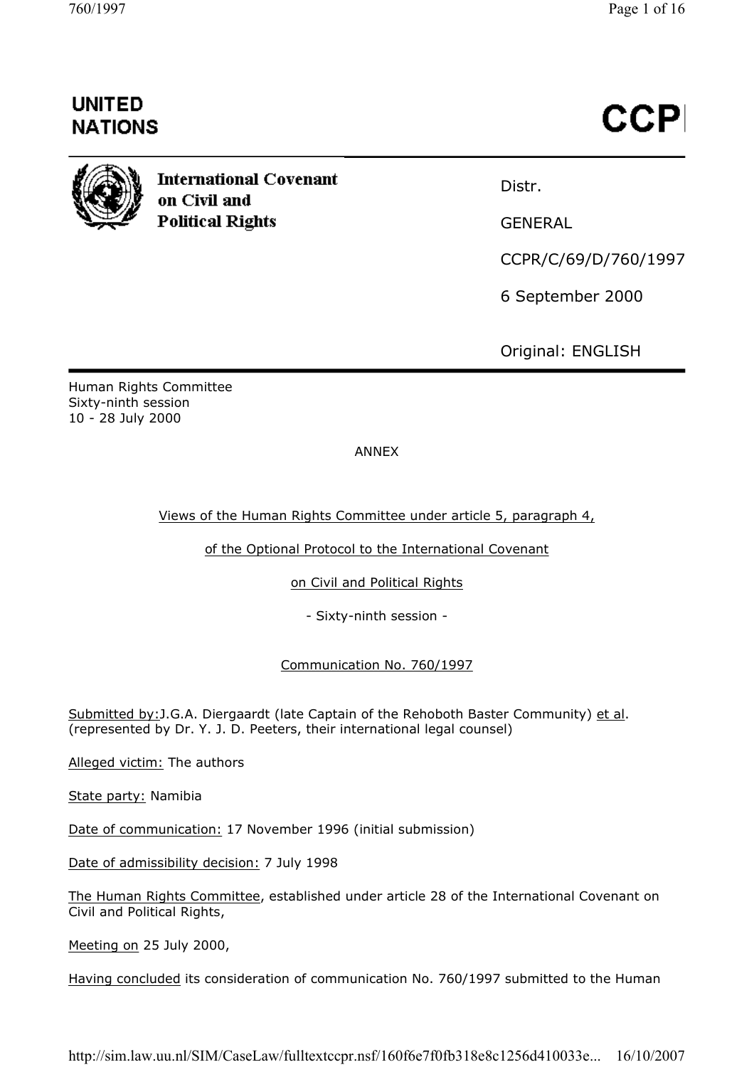**UNITED NATIONS**

**CCP**

**International Covenant on Civil and Political Rights**

Distr.

GENERAL

CCPR/C/69/D/760/1997

6 September 2000

Original: ENGLISH

Human Rights Committee
Sixty-ninth session
10 - 28 July 2000

ANNEX

Views of the Human Rights Committee under article 5, paragraph 4,

of the Optional Protocol to the International Covenant

on Civil and Political Rights

- Sixty-ninth session -

Communication No. 760/1997

Submitted by: J.G.A. Diergaardt (late Captain of the Rehoboth Baster Community) et al. (represented by Dr. Y. J. D. Peeters, their international legal counsel)

Alleged victim: The authors

State party: Namibia

Date of communication: 17 November 1996 (initial submission)

Date of admissibility decision: 7 July 1998

The Human Rights Committee, established under article 28 of the International Covenant on Civil and Political Rights,

Meeting on 25 July 2000,

Having concluded its consideration of communication No. 760/1997 submitted to the Human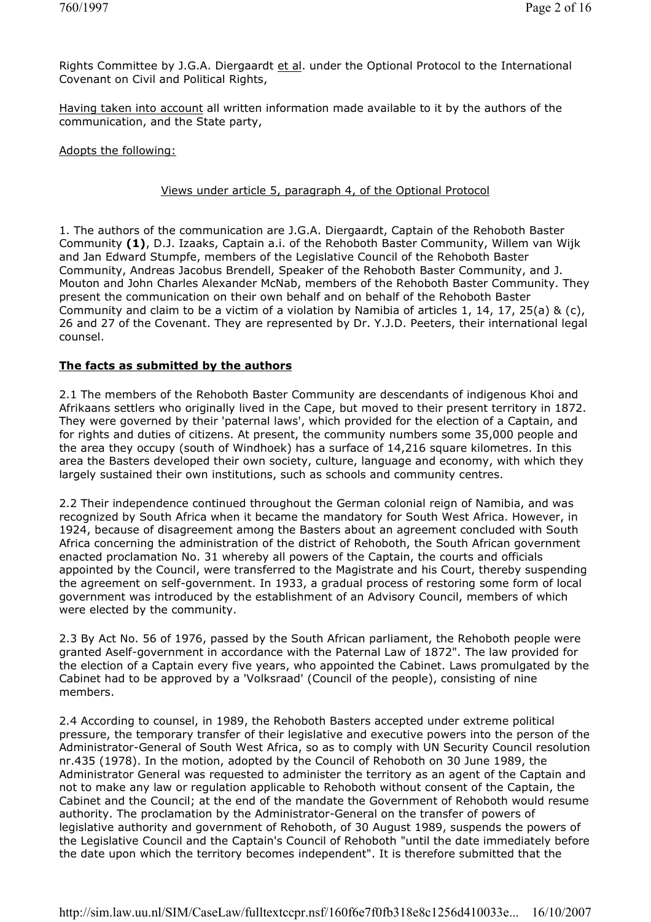Rights Committee by J.G.A. Diergaardt et al. under the Optional Protocol to the International Covenant on Civil and Political Rights,

Having taken into account all written information made available to it by the authors of the communication, and the State party,

Adopts the following:

Views under article 5, paragraph 4, of the Optional Protocol

1. The authors of the communication are J.G.A. Diergaardt, Captain of the Rehoboth Baster Community **(1)**, D.J. Izaaks, Captain a.i. of the Rehoboth Baster Community, Willem van Wijk and Jan Edward Stumpfe, members of the Legislative Council of the Rehoboth Baster Community, Andreas Jacobus Brendell, Speaker of the Rehoboth Baster Community, and J. Mouton and John Charles Alexander McNab, members of the Rehoboth Baster Community. They present the communication on their own behalf and on behalf of the Rehoboth Baster Community and claim to be a victim of a violation by Namibia of articles 1, 14, 17, 25(a) & (c), 26 and 27 of the Covenant. They are represented by Dr. Y.J.D. Peeters, their international legal counsel.

**The facts as submitted by the authors**

2.1 The members of the Rehoboth Baster Community are descendants of indigenous Khoi and Afrikaans settlers who originally lived in the Cape, but moved to their present territory in 1872. They were governed by their 'paternal laws', which provided for the election of a Captain, and for rights and duties of citizens. At present, the community numbers some 35,000 people and the area they occupy (south of Windhoek) has a surface of 14,216 square kilometres. In this area the Basters developed their own society, culture, language and economy, with which they largely sustained their own institutions, such as schools and community centres.

2.2 Their independence continued throughout the German colonial reign of Namibia, and was recognized by South Africa when it became the mandatory for South West Africa. However, in 1924, because of disagreement among the Basters about an agreement concluded with South Africa concerning the administration of the district of Rehoboth, the South African government enacted proclamation No. 31 whereby all powers of the Captain, the courts and officials appointed by the Council, were transferred to the Magistrate and his Court, thereby suspending the agreement on self-government. In 1933, a gradual process of restoring some form of local government was introduced by the establishment of an Advisory Council, members of which were elected by the community.

2.3 By Act No. 56 of 1976, passed by the South African parliament, the Rehoboth people were granted Aself-government in accordance with the Paternal Law of 1872". The law provided for the election of a Captain every five years, who appointed the Cabinet. Laws promulgated by the Cabinet had to be approved by a 'Volksraad' (Council of the people), consisting of nine members.

2.4 According to counsel, in 1989, the Rehoboth Basters accepted under extreme political pressure, the temporary transfer of their legislative and executive powers into the person of the Administrator-General of South West Africa, so as to comply with UN Security Council resolution nr.435 (1978). In the motion, adopted by the Council of Rehoboth on 30 June 1989, the Administrator General was requested to administer the territory as an agent of the Captain and not to make any law or regulation applicable to Rehoboth without consent of the Captain, the Cabinet and the Council; at the end of the mandate the Government of Rehoboth would resume authority. The proclamation by the Administrator-General on the transfer of powers of legislative authority and government of Rehoboth, of 30 August 1989, suspends the powers of the Legislative Council and the Captain's Council of Rehoboth "until the date immediately before the date upon which the territory becomes independent". It is therefore submitted that the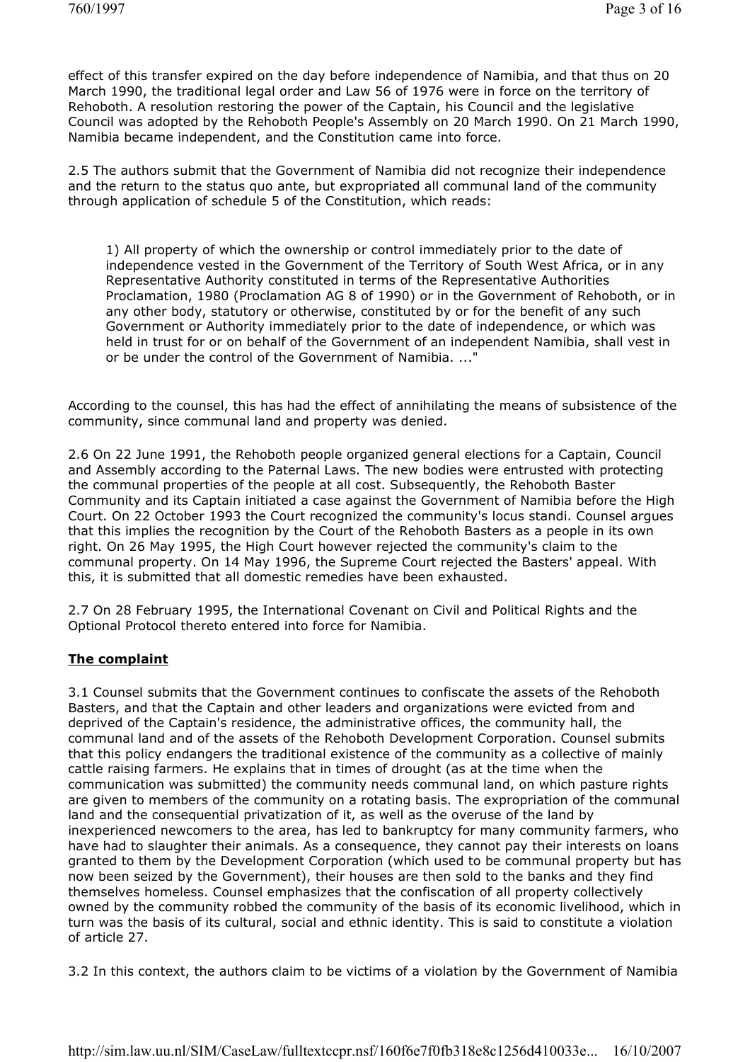effect of this transfer expired on the day before independence of Namibia, and that thus on 20 March 1990, the traditional legal order and Law 56 of 1976 were in force on the territory of Rehoboth. A resolution restoring the power of the Captain, his Council and the legislative Council was adopted by the Rehoboth People's Assembly on 20 March 1990. On 21 March 1990, Namibia became independent, and the Constitution came into force.

2.5 The authors submit that the Government of Namibia did not recognize their independence and the return to the status quo ante, but expropriated all communal land of the community through application of schedule 5 of the Constitution, which reads:

> 1) All property of which the ownership or control immediately prior to the date of independence vested in the Government of the Territory of South West Africa, or in any Representative Authority constituted in terms of the Representative Authorities Proclamation, 1980 (Proclamation AG 8 of 1990) or in the Government of Rehoboth, or in any other body, statutory or otherwise, constituted by or for the benefit of any such Government or Authority immediately prior to the date of independence, or which was held in trust for or on behalf of the Government of an independent Namibia, shall vest in or be under the control of the Government of Namibia. ..."

According to the counsel, this has had the effect of annihilating the means of subsistence of the community, since communal land and property was denied.

2.6 On 22 June 1991, the Rehoboth people organized general elections for a Captain, Council and Assembly according to the Paternal Laws. The new bodies were entrusted with protecting the communal properties of the people at all cost. Subsequently, the Rehoboth Baster Community and its Captain initiated a case against the Government of Namibia before the High Court. On 22 October 1993 the Court recognized the community's locus standi. Counsel argues that this implies the recognition by the Court of the Rehoboth Basters as a people in its own right. On 26 May 1995, the High Court however rejected the community's claim to the communal property. On 14 May 1996, the Supreme Court rejected the Basters' appeal. With this, it is submitted that all domestic remedies have been exhausted.

2.7 On 28 February 1995, the International Covenant on Civil and Political Rights and the Optional Protocol thereto entered into force for Namibia.

## **The complaint**

3.1 Counsel submits that the Government continues to confiscate the assets of the Rehoboth Basters, and that the Captain and other leaders and organizations were evicted from and deprived of the Captain's residence, the administrative offices, the community hall, the communal land and of the assets of the Rehoboth Development Corporation. Counsel submits that this policy endangers the traditional existence of the community as a collective of mainly cattle raising farmers. He explains that in times of drought (as at the time when the communication was submitted) the community needs communal land, on which pasture rights are given to members of the community on a rotating basis. The expropriation of the communal land and the consequential privatization of it, as well as the overuse of the land by inexperienced newcomers to the area, has led to bankruptcy for many community farmers, who have had to slaughter their animals. As a consequence, they cannot pay their interests on loans granted to them by the Development Corporation (which used to be communal property but has now been seized by the Government), their houses are then sold to the banks and they find themselves homeless. Counsel emphasizes that the confiscation of all property collectively owned by the community robbed the community of the basis of its economic livelihood, which in turn was the basis of its cultural, social and ethnic identity. This is said to constitute a violation of article 27.

3.2 In this context, the authors claim to be victims of a violation by the Government of Namibia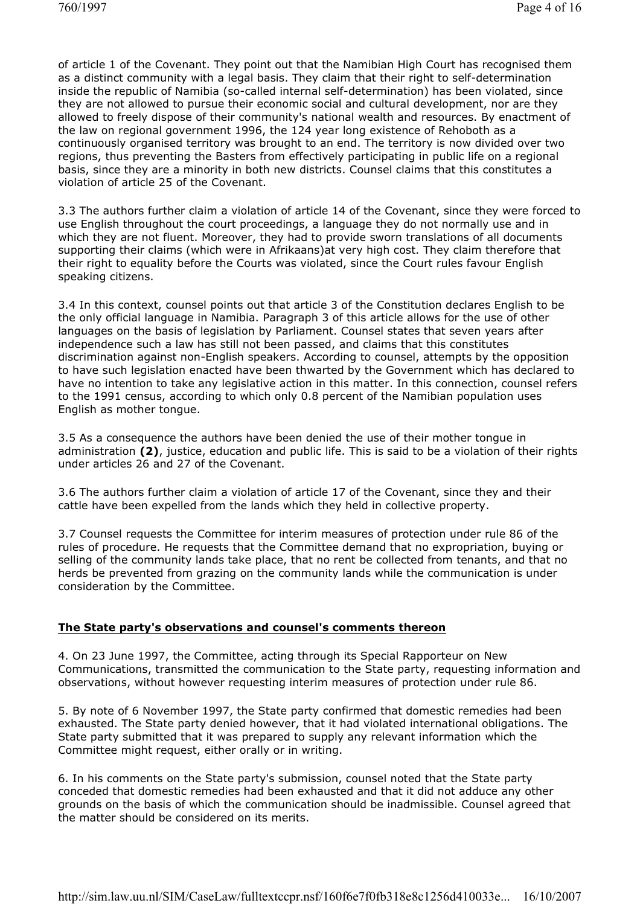of article 1 of the Covenant. They point out that the Namibian High Court has recognised them as a distinct community with a legal basis. They claim that their right to self-determination inside the republic of Namibia (so-called internal self-determination) has been violated, since they are not allowed to pursue their economic social and cultural development, nor are they allowed to freely dispose of their community's national wealth and resources. By enactment of the law on regional government 1996, the 124 year long existence of Rehoboth as a continuously organised territory was brought to an end. The territory is now divided over two regions, thus preventing the Basters from effectively participating in public life on a regional basis, since they are a minority in both new districts. Counsel claims that this constitutes a violation of article 25 of the Covenant.

3.3 The authors further claim a violation of article 14 of the Covenant, since they were forced to use English throughout the court proceedings, a language they do not normally use and in which they are not fluent. Moreover, they had to provide sworn translations of all documents supporting their claims (which were in Afrikaans)at very high cost. They claim therefore that their right to equality before the Courts was violated, since the Court rules favour English speaking citizens.

3.4 In this context, counsel points out that article 3 of the Constitution declares English to be the only official language in Namibia. Paragraph 3 of this article allows for the use of other languages on the basis of legislation by Parliament. Counsel states that seven years after independence such a law has still not been passed, and claims that this constitutes discrimination against non-English speakers. According to counsel, attempts by the opposition to have such legislation enacted have been thwarted by the Government which has declared to have no intention to take any legislative action in this matter. In this connection, counsel refers to the 1991 census, according to which only 0.8 percent of the Namibian population uses English as mother tongue.

3.5 As a consequence the authors have been denied the use of their mother tongue in administration **(2)**, justice, education and public life. This is said to be a violation of their rights under articles 26 and 27 of the Covenant.

3.6 The authors further claim a violation of article 17 of the Covenant, since they and their cattle have been expelled from the lands which they held in collective property.

3.7 Counsel requests the Committee for interim measures of protection under rule 86 of the rules of procedure. He requests that the Committee demand that no expropriation, buying or selling of the community lands take place, that no rent be collected from tenants, and that no herds be prevented from grazing on the community lands while the communication is under consideration by the Committee.

**The State party's observations and counsel's comments thereon**

4. On 23 June 1997, the Committee, acting through its Special Rapporteur on New Communications, transmitted the communication to the State party, requesting information and observations, without however requesting interim measures of protection under rule 86.

5. By note of 6 November 1997, the State party confirmed that domestic remedies had been exhausted. The State party denied however, that it had violated international obligations. The State party submitted that it was prepared to supply any relevant information which the Committee might request, either orally or in writing.

6. In his comments on the State party's submission, counsel noted that the State party conceded that domestic remedies had been exhausted and that it did not adduce any other grounds on the basis of which the communication should be inadmissible. Counsel agreed that the matter should be considered on its merits.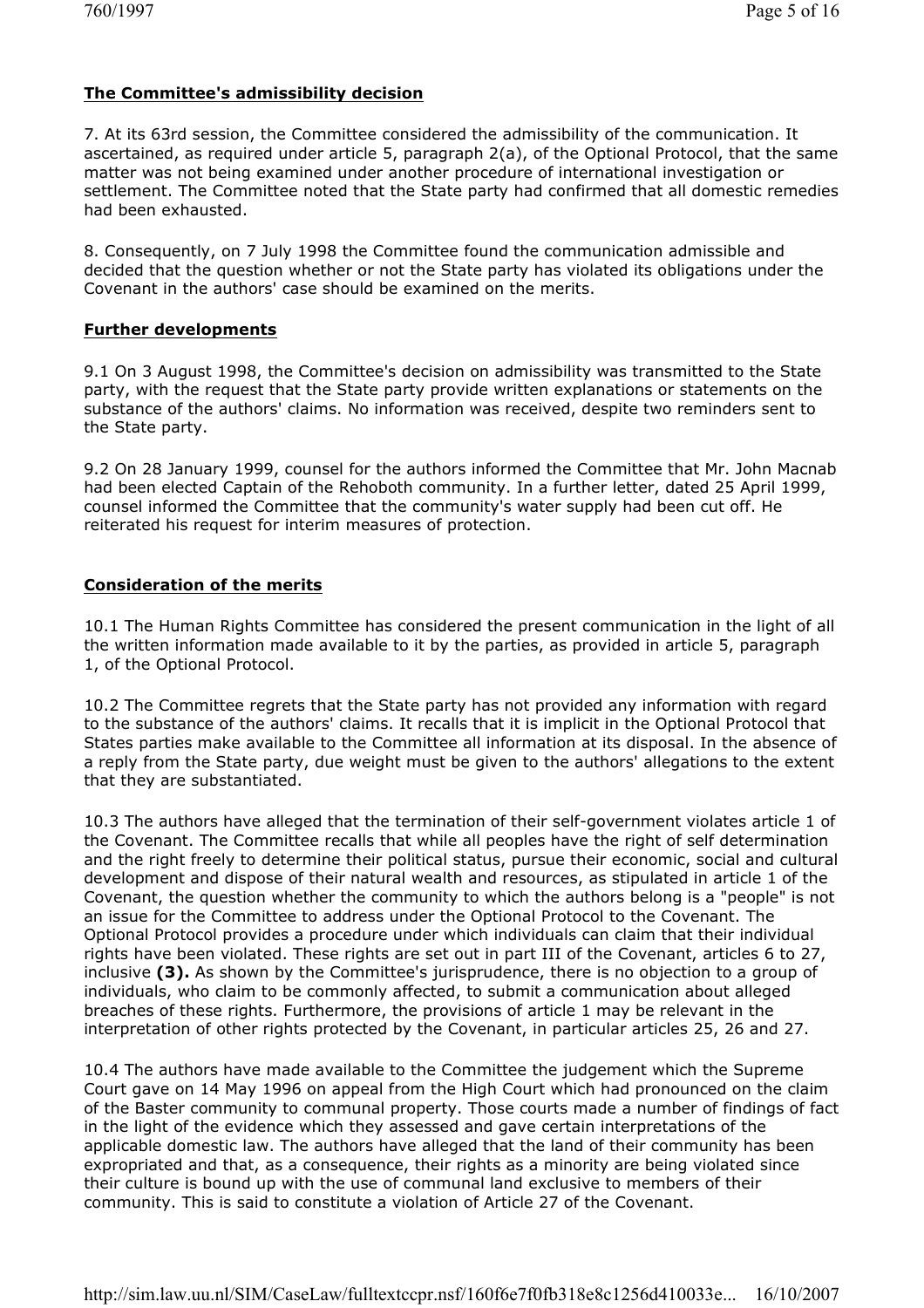**The Committee's admissibility decision**

7. At its 63rd session, the Committee considered the admissibility of the communication. It ascertained, as required under article 5, paragraph 2(a), of the Optional Protocol, that the same matter was not being examined under another procedure of international investigation or settlement. The Committee noted that the State party had confirmed that all domestic remedies had been exhausted.

8. Consequently, on 7 July 1998 the Committee found the communication admissible and decided that the question whether or not the State party has violated its obligations under the Covenant in the authors' case should be examined on the merits.

**Further developments**

9.1 On 3 August 1998, the Committee's decision on admissibility was transmitted to the State party, with the request that the State party provide written explanations or statements on the substance of the authors' claims. No information was received, despite two reminders sent to the State party.

9.2 On 28 January 1999, counsel for the authors informed the Committee that Mr. John Macnab had been elected Captain of the Rehoboth community. In a further letter, dated 25 April 1999, counsel informed the Committee that the community's water supply had been cut off. He reiterated his request for interim measures of protection.

**Consideration of the merits**

10.1 The Human Rights Committee has considered the present communication in the light of all the written information made available to it by the parties, as provided in article 5, paragraph 1, of the Optional Protocol.

10.2 The Committee regrets that the State party has not provided any information with regard to the substance of the authors' claims. It recalls that it is implicit in the Optional Protocol that States parties make available to the Committee all information at its disposal. In the absence of a reply from the State party, due weight must be given to the authors' allegations to the extent that they are substantiated.

10.3 The authors have alleged that the termination of their self-government violates article 1 of the Covenant. The Committee recalls that while all peoples have the right of self determination and the right freely to determine their political status, pursue their economic, social and cultural development and dispose of their natural wealth and resources, as stipulated in article 1 of the Covenant, the question whether the community to which the authors belong is a "people" is not an issue for the Committee to address under the Optional Protocol to the Covenant. The Optional Protocol provides a procedure under which individuals can claim that their individual rights have been violated. These rights are set out in part III of the Covenant, articles 6 to 27, inclusive **(3).** As shown by the Committee's jurisprudence, there is no objection to a group of individuals, who claim to be commonly affected, to submit a communication about alleged breaches of these rights. Furthermore, the provisions of article 1 may be relevant in the interpretation of other rights protected by the Covenant, in particular articles 25, 26 and 27.

10.4 The authors have made available to the Committee the judgement which the Supreme Court gave on 14 May 1996 on appeal from the High Court which had pronounced on the claim of the Baster community to communal property. Those courts made a number of findings of fact in the light of the evidence which they assessed and gave certain interpretations of the applicable domestic law. The authors have alleged that the land of their community has been expropriated and that, as a consequence, their rights as a minority are being violated since their culture is bound up with the use of communal land exclusive to members of their community. This is said to constitute a violation of Article 27 of the Covenant.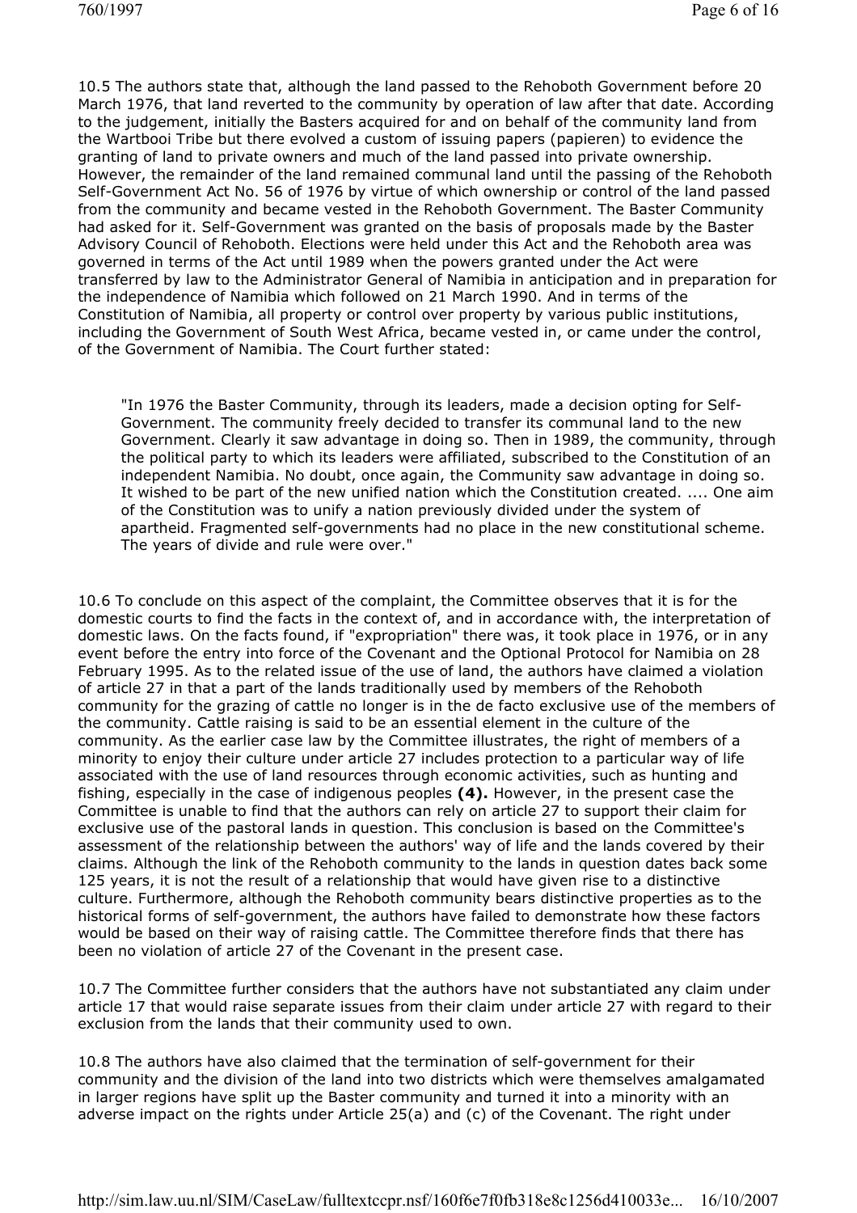10.5 The authors state that, although the land passed to the Rehoboth Government before 20 March 1976, that land reverted to the community by operation of law after that date. According to the judgement, initially the Basters acquired for and on behalf of the community land from the Wartbooi Tribe but there evolved a custom of issuing papers (papieren) to evidence the granting of land to private owners and much of the land passed into private ownership. However, the remainder of the land remained communal land until the passing of the Rehoboth Self-Government Act No. 56 of 1976 by virtue of which ownership or control of the land passed from the community and became vested in the Rehoboth Government. The Baster Community had asked for it. Self-Government was granted on the basis of proposals made by the Baster Advisory Council of Rehoboth. Elections were held under this Act and the Rehoboth area was governed in terms of the Act until 1989 when the powers granted under the Act were transferred by law to the Administrator General of Namibia in anticipation and in preparation for the independence of Namibia which followed on 21 March 1990. And in terms of the Constitution of Namibia, all property or control over property by various public institutions, including the Government of South West Africa, became vested in, or came under the control, of the Government of Namibia. The Court further stated:

> "In 1976 the Baster Community, through its leaders, made a decision opting for Self-Government. The community freely decided to transfer its communal land to the new Government. Clearly it saw advantage in doing so. Then in 1989, the community, through the political party to which its leaders were affiliated, subscribed to the Constitution of an independent Namibia. No doubt, once again, the Community saw advantage in doing so. It wished to be part of the new unified nation which the Constitution created. .... One aim of the Constitution was to unify a nation previously divided under the system of apartheid. Fragmented self-governments had no place in the new constitutional scheme. The years of divide and rule were over."

10.6 To conclude on this aspect of the complaint, the Committee observes that it is for the domestic courts to find the facts in the context of, and in accordance with, the interpretation of domestic laws. On the facts found, if "expropriation" there was, it took place in 1976, or in any event before the entry into force of the Covenant and the Optional Protocol for Namibia on 28 February 1995. As to the related issue of the use of land, the authors have claimed a violation of article 27 in that a part of the lands traditionally used by members of the Rehoboth community for the grazing of cattle no longer is in the de facto exclusive use of the members of the community. Cattle raising is said to be an essential element in the culture of the community. As the earlier case law by the Committee illustrates, the right of members of a minority to enjoy their culture under article 27 includes protection to a particular way of life associated with the use of land resources through economic activities, such as hunting and fishing, especially in the case of indigenous peoples **(4).** However, in the present case the Committee is unable to find that the authors can rely on article 27 to support their claim for exclusive use of the pastoral lands in question. This conclusion is based on the Committee's assessment of the relationship between the authors' way of life and the lands covered by their claims. Although the link of the Rehoboth community to the lands in question dates back some 125 years, it is not the result of a relationship that would have given rise to a distinctive culture. Furthermore, although the Rehoboth community bears distinctive properties as to the historical forms of self-government, the authors have failed to demonstrate how these factors would be based on their way of raising cattle. The Committee therefore finds that there has been no violation of article 27 of the Covenant in the present case.

10.7 The Committee further considers that the authors have not substantiated any claim under article 17 that would raise separate issues from their claim under article 27 with regard to their exclusion from the lands that their community used to own.

10.8 The authors have also claimed that the termination of self-government for their community and the division of the land into two districts which were themselves amalgamated in larger regions have split up the Baster community and turned it into a minority with an adverse impact on the rights under Article 25(a) and (c) of the Covenant. The right under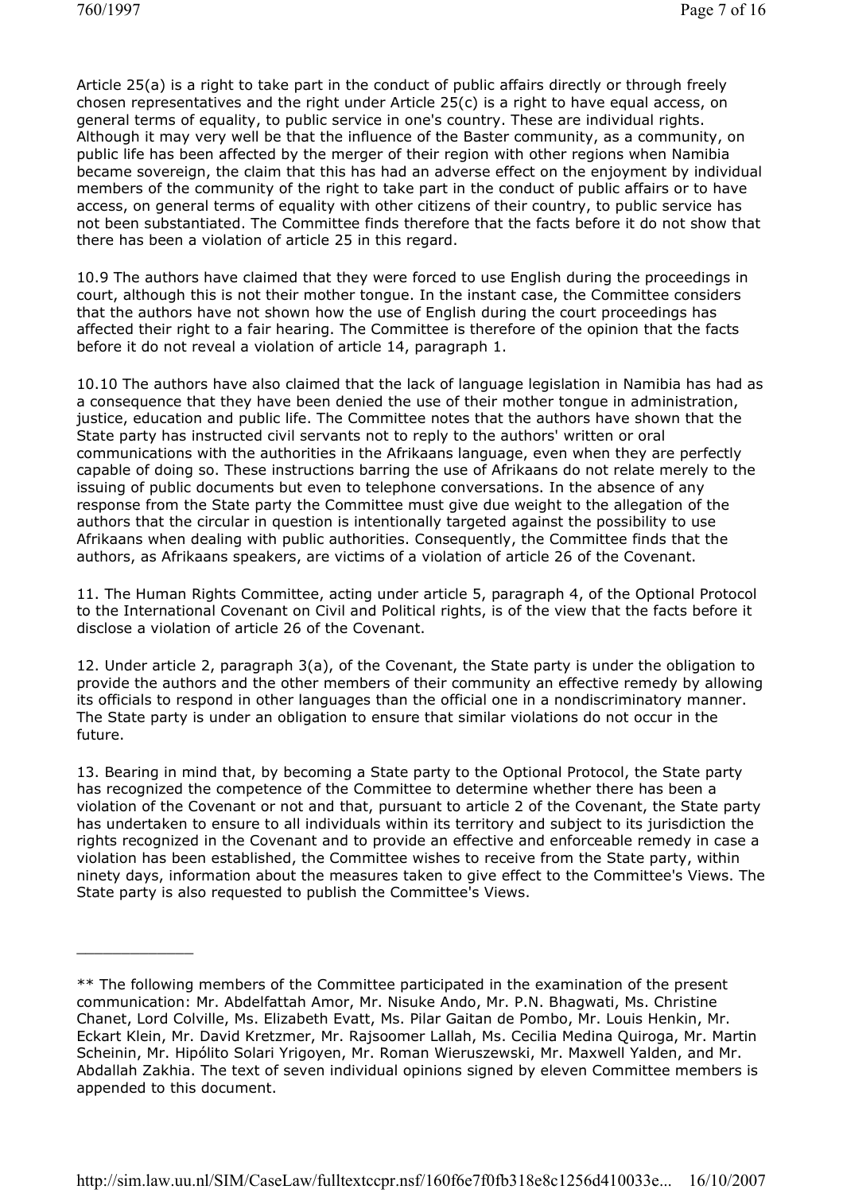Article 25(a) is a right to take part in the conduct of public affairs directly or through freely chosen representatives and the right under Article 25(c) is a right to have equal access, on general terms of equality, to public service in one's country. These are individual rights. Although it may very well be that the influence of the Baster community, as a community, on public life has been affected by the merger of their region with other regions when Namibia became sovereign, the claim that this has had an adverse effect on the enjoyment by individual members of the community of the right to take part in the conduct of public affairs or to have access, on general terms of equality with other citizens of their country, to public service has not been substantiated. The Committee finds therefore that the facts before it do not show that there has been a violation of article 25 in this regard.

10.9 The authors have claimed that they were forced to use English during the proceedings in court, although this is not their mother tongue. In the instant case, the Committee considers that the authors have not shown how the use of English during the court proceedings has affected their right to a fair hearing. The Committee is therefore of the opinion that the facts before it do not reveal a violation of article 14, paragraph 1.

10.10 The authors have also claimed that the lack of language legislation in Namibia has had as a consequence that they have been denied the use of their mother tongue in administration, justice, education and public life. The Committee notes that the authors have shown that the State party has instructed civil servants not to reply to the authors' written or oral communications with the authorities in the Afrikaans language, even when they are perfectly capable of doing so. These instructions barring the use of Afrikaans do not relate merely to the issuing of public documents but even to telephone conversations. In the absence of any response from the State party the Committee must give due weight to the allegation of the authors that the circular in question is intentionally targeted against the possibility to use Afrikaans when dealing with public authorities. Consequently, the Committee finds that the authors, as Afrikaans speakers, are victims of a violation of article 26 of the Covenant.

11. The Human Rights Committee, acting under article 5, paragraph 4, of the Optional Protocol to the International Covenant on Civil and Political rights, is of the view that the facts before it disclose a violation of article 26 of the Covenant.

12. Under article 2, paragraph 3(a), of the Covenant, the State party is under the obligation to provide the authors and the other members of their community an effective remedy by allowing its officials to respond in other languages than the official one in a nondiscriminatory manner. The State party is under an obligation to ensure that similar violations do not occur in the future.

13. Bearing in mind that, by becoming a State party to the Optional Protocol, the State party has recognized the competence of the Committee to determine whether there has been a violation of the Covenant or not and that, pursuant to article 2 of the Covenant, the State party has undertaken to ensure to all individuals within its territory and subject to its jurisdiction the rights recognized in the Covenant and to provide an effective and enforceable remedy in case a violation has been established, the Committee wishes to receive from the State party, within ninety days, information about the measures taken to give effect to the Committee's Views. The State party is also requested to publish the Committee's Views.

---

** The following members of the Committee participated in the examination of the present communication: Mr. Abdelfattah Amor, Mr. Nisuke Ando, Mr. P.N. Bhagwati, Ms. Christine Chanet, Lord Colville, Ms. Elizabeth Evatt, Ms. Pilar Gaitan de Pombo, Mr. Louis Henkin, Mr. Eckart Klein, Mr. David Kretzmer, Mr. Rajsoomer Lallah, Ms. Cecilia Medina Quiroga, Mr. Martin Scheinin, Mr. Hipólito Solari Yrigoyen, Mr. Roman Wieruszewski, Mr. Maxwell Yalden, and Mr. Abdallah Zakhia. The text of seven individual opinions signed by eleven Committee members is appended to this document.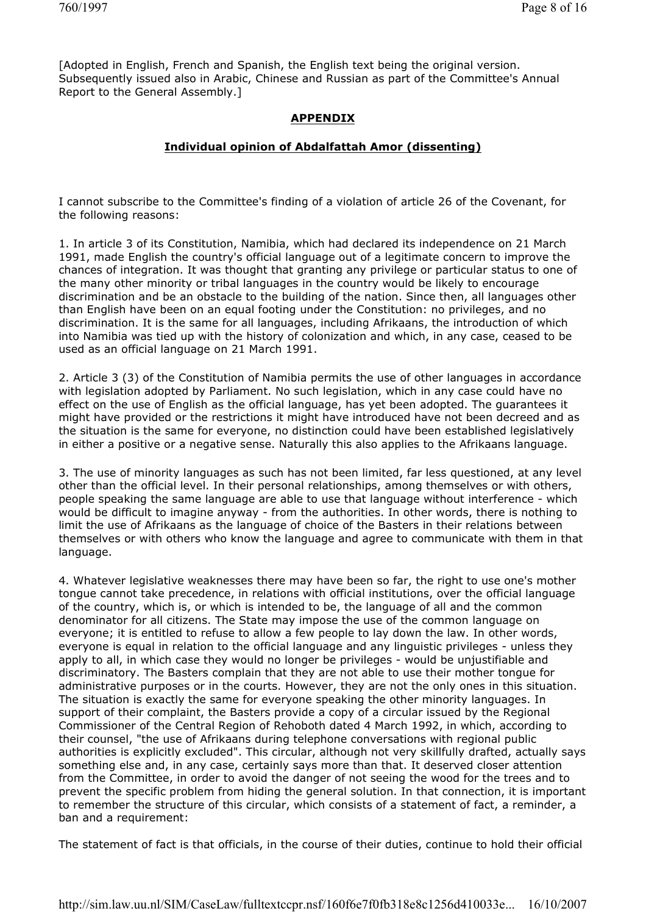[Adopted in English, French and Spanish, the English text being the original version. Subsequently issued also in Arabic, Chinese and Russian as part of the Committee's Annual Report to the General Assembly.]

## APPENDIX

### Individual opinion of Abdalfattah Amor (dissenting)

I cannot subscribe to the Committee's finding of a violation of article 26 of the Covenant, for the following reasons:

1. In article 3 of its Constitution, Namibia, which had declared its independence on 21 March 1991, made English the country's official language out of a legitimate concern to improve the chances of integration. It was thought that granting any privilege or particular status to one of the many other minority or tribal languages in the country would be likely to encourage discrimination and be an obstacle to the building of the nation. Since then, all languages other than English have been on an equal footing under the Constitution: no privileges, and no discrimination. It is the same for all languages, including Afrikaans, the introduction of which into Namibia was tied up with the history of colonization and which, in any case, ceased to be used as an official language on 21 March 1991.

2. Article 3 (3) of the Constitution of Namibia permits the use of other languages in accordance with legislation adopted by Parliament. No such legislation, which in any case could have no effect on the use of English as the official language, has yet been adopted. The guarantees it might have provided or the restrictions it might have introduced have not been decreed and as the situation is the same for everyone, no distinction could have been established legislatively in either a positive or a negative sense. Naturally this also applies to the Afrikaans language.

3. The use of minority languages as such has not been limited, far less questioned, at any level other than the official level. In their personal relationships, among themselves or with others, people speaking the same language are able to use that language without interference - which would be difficult to imagine anyway - from the authorities. In other words, there is nothing to limit the use of Afrikaans as the language of choice of the Basters in their relations between themselves or with others who know the language and agree to communicate with them in that language.

4. Whatever legislative weaknesses there may have been so far, the right to use one's mother tongue cannot take precedence, in relations with official institutions, over the official language of the country, which is, or which is intended to be, the language of all and the common denominator for all citizens. The State may impose the use of the common language on everyone; it is entitled to refuse to allow a few people to lay down the law. In other words, everyone is equal in relation to the official language and any linguistic privileges - unless they apply to all, in which case they would no longer be privileges - would be unjustifiable and discriminatory. The Basters complain that they are not able to use their mother tongue for administrative purposes or in the courts. However, they are not the only ones in this situation. The situation is exactly the same for everyone speaking the other minority languages. In support of their complaint, the Basters provide a copy of a circular issued by the Regional Commissioner of the Central Region of Rehoboth dated 4 March 1992, in which, according to their counsel, "the use of Afrikaans during telephone conversations with regional public authorities is explicitly excluded". This circular, although not very skillfully drafted, actually says something else and, in any case, certainly says more than that. It deserved closer attention from the Committee, in order to avoid the danger of not seeing the wood for the trees and to prevent the specific problem from hiding the general solution. In that connection, it is important to remember the structure of this circular, which consists of a statement of fact, a reminder, a ban and a requirement:

The statement of fact is that officials, in the course of their duties, continue to hold their official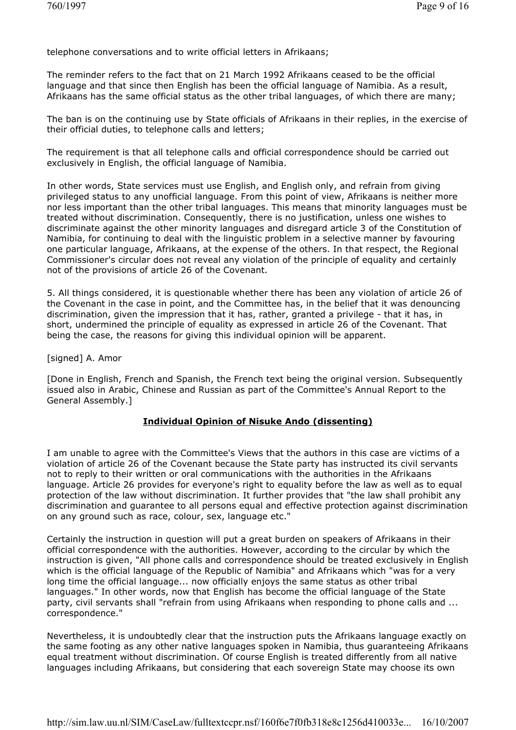telephone conversations and to write official letters in Afrikaans;

The reminder refers to the fact that on 21 March 1992 Afrikaans ceased to be the official language and that since then English has been the official language of Namibia. As a result, Afrikaans has the same official status as the other tribal languages, of which there are many;

The ban is on the continuing use by State officials of Afrikaans in their replies, in the exercise of their official duties, to telephone calls and letters;

The requirement is that all telephone calls and official correspondence should be carried out exclusively in English, the official language of Namibia.

In other words, State services must use English, and English only, and refrain from giving privileged status to any unofficial language. From this point of view, Afrikaans is neither more nor less important than the other tribal languages. This means that minority languages must be treated without discrimination. Consequently, there is no justification, unless one wishes to discriminate against the other minority languages and disregard article 3 of the Constitution of Namibia, for continuing to deal with the linguistic problem in a selective manner by favouring one particular language, Afrikaans, at the expense of the others. In that respect, the Regional Commissioner's circular does not reveal any violation of the principle of equality and certainly not of the provisions of article 26 of the Covenant.

5. All things considered, it is questionable whether there has been any violation of article 26 of the Covenant in the case in point, and the Committee has, in the belief that it was denouncing discrimination, given the impression that it has, rather, granted a privilege - that it has, in short, undermined the principle of equality as expressed in article 26 of the Covenant. That being the case, the reasons for giving this individual opinion will be apparent.

[signed] A. Amor

[Done in English, French and Spanish, the French text being the original version. Subsequently issued also in Arabic, Chinese and Russian as part of the Committee's Annual Report to the General Assembly.]

## Individual Opinion of Nisuke Ando (dissenting)

I am unable to agree with the Committee's Views that the authors in this case are victims of a violation of article 26 of the Covenant because the State party has instructed its civil servants not to reply to their written or oral communications with the authorities in the Afrikaans language. Article 26 provides for everyone's right to equality before the law as well as to equal protection of the law without discrimination. It further provides that "the law shall prohibit any discrimination and guarantee to all persons equal and effective protection against discrimination on any ground such as race, colour, sex, language etc."

Certainly the instruction in question will put a great burden on speakers of Afrikaans in their official correspondence with the authorities. However, according to the circular by which the instruction is given, "All phone calls and correspondence should be treated exclusively in English which is the official language of the Republic of Namibia" and Afrikaans which "was for a very long time the official language... now officially enjoys the same status as other tribal languages." In other words, now that English has become the official language of the State party, civil servants shall "refrain from using Afrikaans when responding to phone calls and ... correspondence."

Nevertheless, it is undoubtedly clear that the instruction puts the Afrikaans language exactly on the same footing as any other native languages spoken in Namibia, thus guaranteeing Afrikaans equal treatment without discrimination. Of course English is treated differently from all native languages including Afrikaans, but considering that each sovereign State may choose its own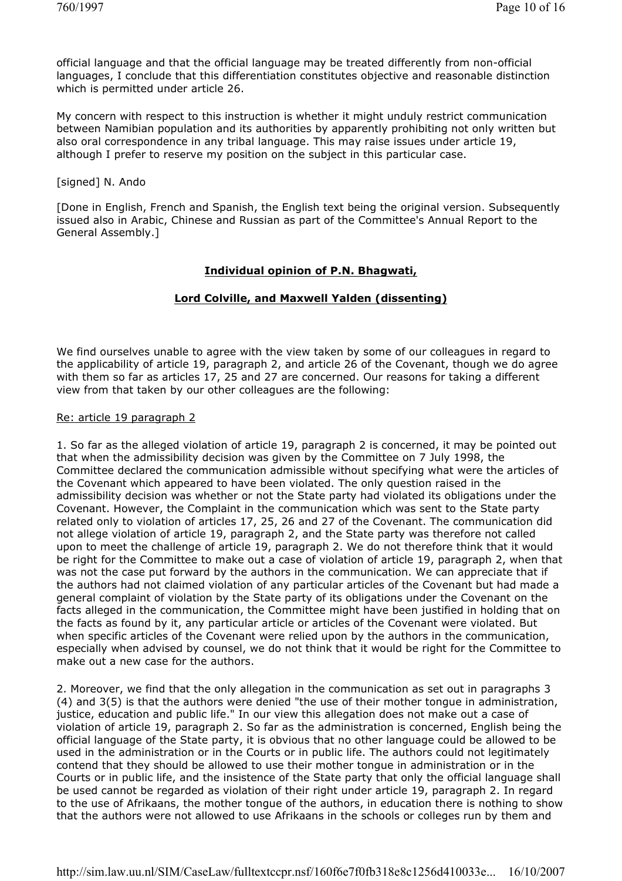official language and that the official language may be treated differently from non-official languages, I conclude that this differentiation constitutes objective and reasonable distinction which is permitted under article 26.

My concern with respect to this instruction is whether it might unduly restrict communication between Namibian population and its authorities by apparently prohibiting not only written but also oral correspondence in any tribal language. This may raise issues under article 19, although I prefer to reserve my position on the subject in this particular case.

[signed] N. Ando

[Done in English, French and Spanish, the English text being the original version. Subsequently issued also in Arabic, Chinese and Russian as part of the Committee's Annual Report to the General Assembly.]

## **Individual opinion of P.N. Bhagwati,**

## **Lord Colville, and Maxwell Yalden (dissenting)**

We find ourselves unable to agree with the view taken by some of our colleagues in regard to the applicability of article 19, paragraph 2, and article 26 of the Covenant, though we do agree with them so far as articles 17, 25 and 27 are concerned. Our reasons for taking a different view from that taken by our other colleagues are the following:

Re: article 19 paragraph 2

1. So far as the alleged violation of article 19, paragraph 2 is concerned, it may be pointed out that when the admissibility decision was given by the Committee on 7 July 1998, the Committee declared the communication admissible without specifying what were the articles of the Covenant which appeared to have been violated. The only question raised in the admissibility decision was whether or not the State party had violated its obligations under the Covenant. However, the Complaint in the communication which was sent to the State party related only to violation of articles 17, 25, 26 and 27 of the Covenant. The communication did not allege violation of article 19, paragraph 2, and the State party was therefore not called upon to meet the challenge of article 19, paragraph 2. We do not therefore think that it would be right for the Committee to make out a case of violation of article 19, paragraph 2, when that was not the case put forward by the authors in the communication. We can appreciate that if the authors had not claimed violation of any particular articles of the Covenant but had made a general complaint of violation by the State party of its obligations under the Covenant on the facts alleged in the communication, the Committee might have been justified in holding that on the facts as found by it, any particular article or articles of the Covenant were violated. But when specific articles of the Covenant were relied upon by the authors in the communication, especially when advised by counsel, we do not think that it would be right for the Committee to make out a new case for the authors.

2. Moreover, we find that the only allegation in the communication as set out in paragraphs 3 (4) and 3(5) is that the authors were denied "the use of their mother tongue in administration, justice, education and public life." In our view this allegation does not make out a case of violation of article 19, paragraph 2. So far as the administration is concerned, English being the official language of the State party, it is obvious that no other language could be allowed to be used in the administration or in the Courts or in public life. The authors could not legitimately contend that they should be allowed to use their mother tongue in administration or in the Courts or in public life, and the insistence of the State party that only the official language shall be used cannot be regarded as violation of their right under article 19, paragraph 2. In regard to the use of Afrikaans, the mother tongue of the authors, in education there is nothing to show that the authors were not allowed to use Afrikaans in the schools or colleges run by them and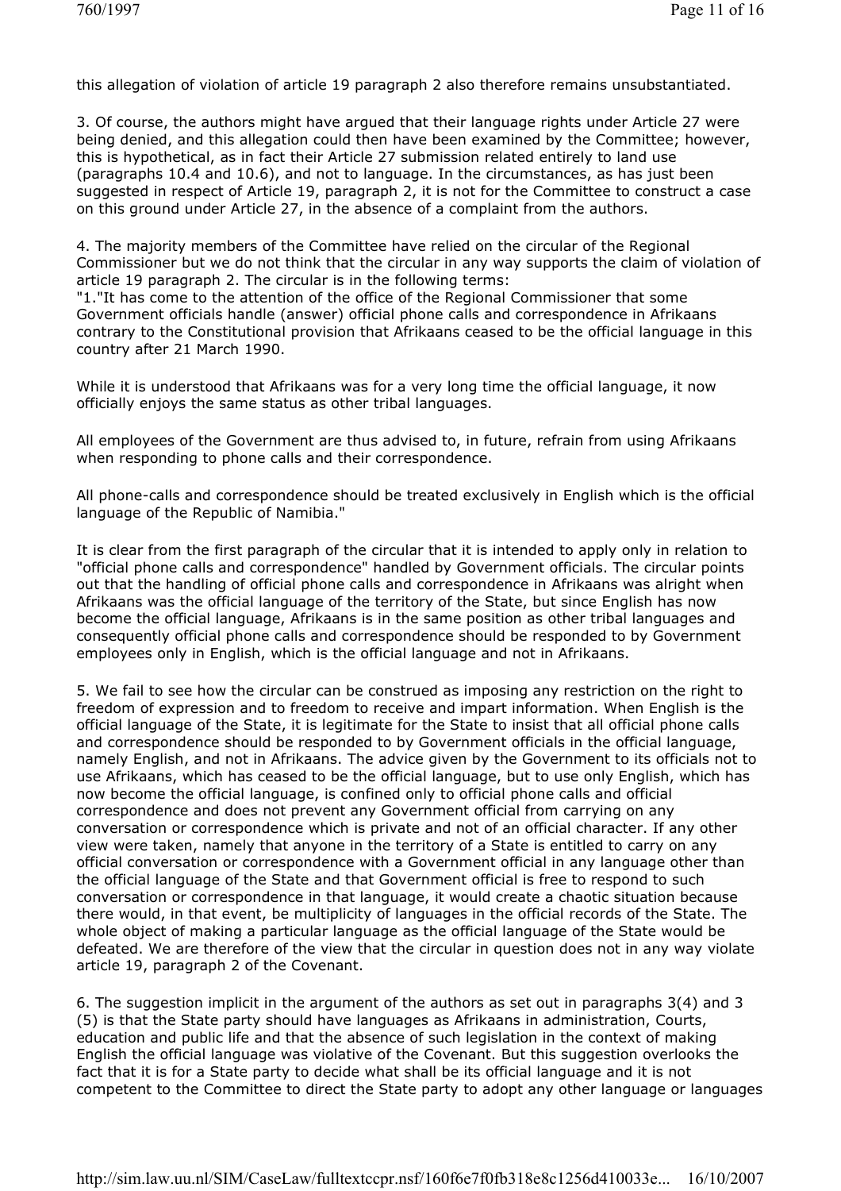this allegation of violation of article 19 paragraph 2 also therefore remains unsubstantiated.

3. Of course, the authors might have argued that their language rights under Article 27 were being denied, and this allegation could then have been examined by the Committee; however, this is hypothetical, as in fact their Article 27 submission related entirely to land use (paragraphs 10.4 and 10.6), and not to language. In the circumstances, as has just been suggested in respect of Article 19, paragraph 2, it is not for the Committee to construct a case on this ground under Article 27, in the absence of a complaint from the authors.

4. The majority members of the Committee have relied on the circular of the Regional Commissioner but we do not think that the circular in any way supports the claim of violation of article 19 paragraph 2. The circular is in the following terms:
"1."It has come to the attention of the office of the Regional Commissioner that some Government officials handle (answer) official phone calls and correspondence in Afrikaans contrary to the Constitutional provision that Afrikaans ceased to be the official language in this country after 21 March 1990.

While it is understood that Afrikaans was for a very long time the official language, it now officially enjoys the same status as other tribal languages.

All employees of the Government are thus advised to, in future, refrain from using Afrikaans when responding to phone calls and their correspondence.

All phone-calls and correspondence should be treated exclusively in English which is the official language of the Republic of Namibia."

It is clear from the first paragraph of the circular that it is intended to apply only in relation to "official phone calls and correspondence" handled by Government officials. The circular points out that the handling of official phone calls and correspondence in Afrikaans was alright when Afrikaans was the official language of the territory of the State, but since English has now become the official language, Afrikaans is in the same position as other tribal languages and consequently official phone calls and correspondence should be responded to by Government employees only in English, which is the official language and not in Afrikaans.

5. We fail to see how the circular can be construed as imposing any restriction on the right to freedom of expression and to freedom to receive and impart information. When English is the official language of the State, it is legitimate for the State to insist that all official phone calls and correspondence should be responded to by Government officials in the official language, namely English, and not in Afrikaans. The advice given by the Government to its officials not to use Afrikaans, which has ceased to be the official language, but to use only English, which has now become the official language, is confined only to official phone calls and official correspondence and does not prevent any Government official from carrying on any conversation or correspondence which is private and not of an official character. If any other view were taken, namely that anyone in the territory of a State is entitled to carry on any official conversation or correspondence with a Government official in any language other than the official language of the State and that Government official is free to respond to such conversation or correspondence in that language, it would create a chaotic situation because there would, in that event, be multiplicity of languages in the official records of the State. The whole object of making a particular language as the official language of the State would be defeated. We are therefore of the view that the circular in question does not in any way violate article 19, paragraph 2 of the Covenant.

6. The suggestion implicit in the argument of the authors as set out in paragraphs 3(4) and 3 (5) is that the State party should have languages as Afrikaans in administration, Courts, education and public life and that the absence of such legislation in the context of making English the official language was violative of the Covenant. But this suggestion overlooks the fact that it is for a State party to decide what shall be its official language and it is not competent to the Committee to direct the State party to adopt any other language or languages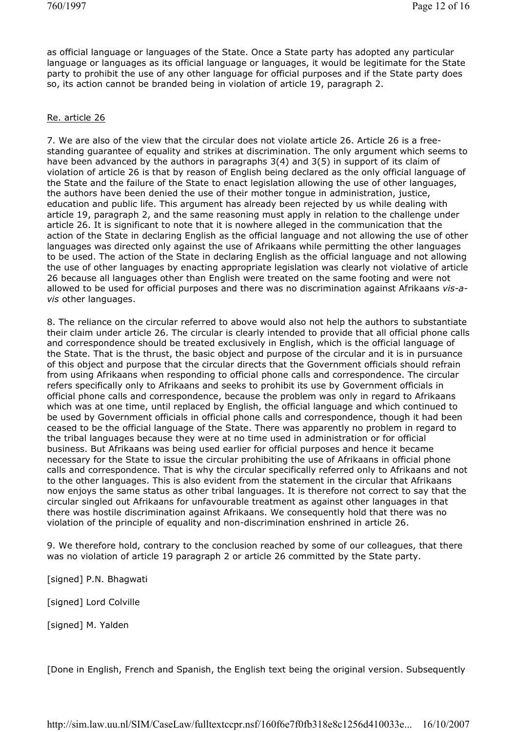as official language or languages of the State. Once a State party has adopted any particular language or languages as its official language or languages, it would be legitimate for the State party to prohibit the use of any other language for official purposes and if the State party does so, its action cannot be branded being in violation of article 19, paragraph 2.

Re. article 26

7. We are also of the view that the circular does not violate article 26. Article 26 is a free-standing guarantee of equality and strikes at discrimination. The only argument which seems to have been advanced by the authors in paragraphs 3(4) and 3(5) in support of its claim of violation of article 26 is that by reason of English being declared as the only official language of the State and the failure of the State to enact legislation allowing the use of other languages, the authors have been denied the use of their mother tongue in administration, justice, education and public life. This argument has already been rejected by us while dealing with article 19, paragraph 2, and the same reasoning must apply in relation to the challenge under article 26. It is significant to note that it is nowhere alleged in the communication that the action of the State in declaring English as the official language and not allowing the use of other languages was directed only against the use of Afrikaans while permitting the other languages to be used. The action of the State in declaring English as the official language and not allowing the use of other languages by enacting appropriate legislation was clearly not violative of article 26 because all languages other than English were treated on the same footing and were not allowed to be used for official purposes and there was no discrimination against Afrikaans *vis-a-vis* other languages.

8. The reliance on the circular referred to above would also not help the authors to substantiate their claim under article 26. The circular is clearly intended to provide that all official phone calls and correspondence should be treated exclusively in English, which is the official language of the State. That is the thrust, the basic object and purpose of the circular and it is in pursuance of this object and purpose that the circular directs that the Government officials should refrain from using Afrikaans when responding to official phone calls and correspondence. The circular refers specifically only to Afrikaans and seeks to prohibit its use by Government officials in official phone calls and correspondence, because the problem was only in regard to Afrikaans which was at one time, until replaced by English, the official language and which continued to be used by Government officials in official phone calls and correspondence, though it had been ceased to be the official language of the State. There was apparently no problem in regard to the tribal languages because they were at no time used in administration or for official business. But Afrikaans was being used earlier for official purposes and hence it became necessary for the State to issue the circular prohibiting the use of Afrikaans in official phone calls and correspondence. That is why the circular specifically referred only to Afrikaans and not to the other languages. This is also evident from the statement in the circular that Afrikaans now enjoys the same status as other tribal languages. It is therefore not correct to say that the circular singled out Afrikaans for unfavourable treatment as against other languages in that there was hostile discrimination against Afrikaans. We consequently hold that there was no violation of the principle of equality and non-discrimination enshrined in article 26.

9. We therefore hold, contrary to the conclusion reached by some of our colleagues, that there was no violation of article 19 paragraph 2 or article 26 committed by the State party.

[signed] P.N. Bhagwati

[signed] Lord Colville

[signed] M. Yalden

[Done in English, French and Spanish, the English text being the original version. Subsequently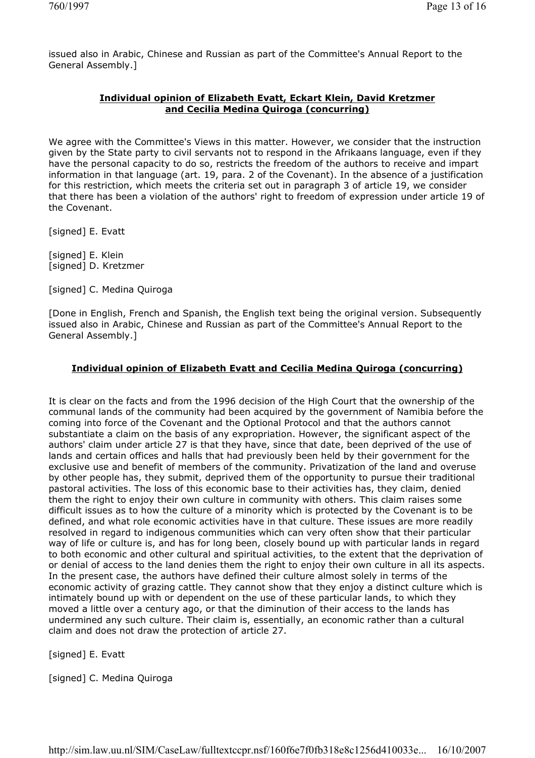issued also in Arabic, Chinese and Russian as part of the Committee's Annual Report to the General Assembly.]

## **Individual opinion of Elizabeth Evatt, Eckart Klein, David Kretzmer and Cecilia Medina Quiroga (concurring)**

We agree with the Committee's Views in this matter. However, we consider that the instruction given by the State party to civil servants not to respond in the Afrikaans language, even if they have the personal capacity to do so, restricts the freedom of the authors to receive and impart information in that language (art. 19, para. 2 of the Covenant). In the absence of a justification for this restriction, which meets the criteria set out in paragraph 3 of article 19, we consider that there has been a violation of the authors' right to freedom of expression under article 19 of the Covenant.

[signed] E. Evatt

[signed] E. Klein
[signed] D. Kretzmer

[signed] C. Medina Quiroga

[Done in English, French and Spanish, the English text being the original version. Subsequently issued also in Arabic, Chinese and Russian as part of the Committee's Annual Report to the General Assembly.]

## **Individual opinion of Elizabeth Evatt and Cecilia Medina Quiroga (concurring)**

It is clear on the facts and from the 1996 decision of the High Court that the ownership of the communal lands of the community had been acquired by the government of Namibia before the coming into force of the Covenant and the Optional Protocol and that the authors cannot substantiate a claim on the basis of any expropriation. However, the significant aspect of the authors' claim under article 27 is that they have, since that date, been deprived of the use of lands and certain offices and halls that had previously been held by their government for the exclusive use and benefit of members of the community. Privatization of the land and overuse by other people has, they submit, deprived them of the opportunity to pursue their traditional pastoral activities. The loss of this economic base to their activities has, they claim, denied them the right to enjoy their own culture in community with others. This claim raises some difficult issues as to how the culture of a minority which is protected by the Covenant is to be defined, and what role economic activities have in that culture. These issues are more readily resolved in regard to indigenous communities which can very often show that their particular way of life or culture is, and has for long been, closely bound up with particular lands in regard to both economic and other cultural and spiritual activities, to the extent that the deprivation of or denial of access to the land denies them the right to enjoy their own culture in all its aspects. In the present case, the authors have defined their culture almost solely in terms of the economic activity of grazing cattle. They cannot show that they enjoy a distinct culture which is intimately bound up with or dependent on the use of these particular lands, to which they moved a little over a century ago, or that the diminution of their access to the lands has undermined any such culture. Their claim is, essentially, an economic rather than a cultural claim and does not draw the protection of article 27.

[signed] E. Evatt

[signed] C. Medina Quiroga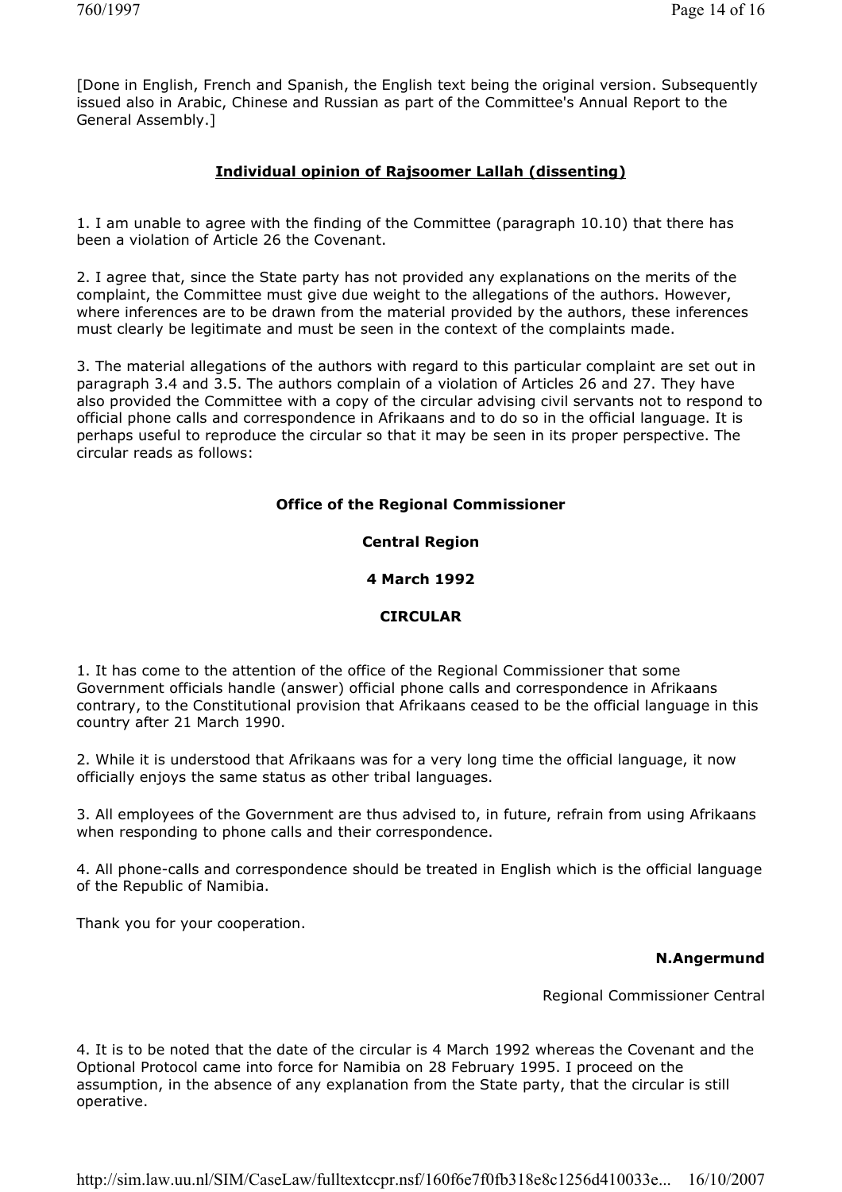[Done in English, French and Spanish, the English text being the original version. Subsequently issued also in Arabic, Chinese and Russian as part of the Committee's Annual Report to the General Assembly.]

## Individual opinion of Rajsoomer Lallah (dissenting)

1. I am unable to agree with the finding of the Committee (paragraph 10.10) that there has been a violation of Article 26 the Covenant.

2. I agree that, since the State party has not provided any explanations on the merits of the complaint, the Committee must give due weight to the allegations of the authors. However, where inferences are to be drawn from the material provided by the authors, these inferences must clearly be legitimate and must be seen in the context of the complaints made.

3. The material allegations of the authors with regard to this particular complaint are set out in paragraph 3.4 and 3.5. The authors complain of a violation of Articles 26 and 27. They have also provided the Committee with a copy of the circular advising civil servants not to respond to official phone calls and correspondence in Afrikaans and to do so in the official language. It is perhaps useful to reproduce the circular so that it may be seen in its proper perspective. The circular reads as follows:

**Office of the Regional Commissioner**

**Central Region**

**4 March 1992**

**CIRCULAR**

1. It has come to the attention of the office of the Regional Commissioner that some Government officials handle (answer) official phone calls and correspondence in Afrikaans contrary, to the Constitutional provision that Afrikaans ceased to be the official language in this country after 21 March 1990.

2. While it is understood that Afrikaans was for a very long time the official language, it now officially enjoys the same status as other tribal languages.

3. All employees of the Government are thus advised to, in future, refrain from using Afrikaans when responding to phone calls and their correspondence.

4. All phone-calls and correspondence should be treated in English which is the official language of the Republic of Namibia.

Thank you for your cooperation.

**N.Angermund**

Regional Commissioner Central

4. It is to be noted that the date of the circular is 4 March 1992 whereas the Covenant and the Optional Protocol came into force for Namibia on 28 February 1995. I proceed on the assumption, in the absence of any explanation from the State party, that the circular is still operative.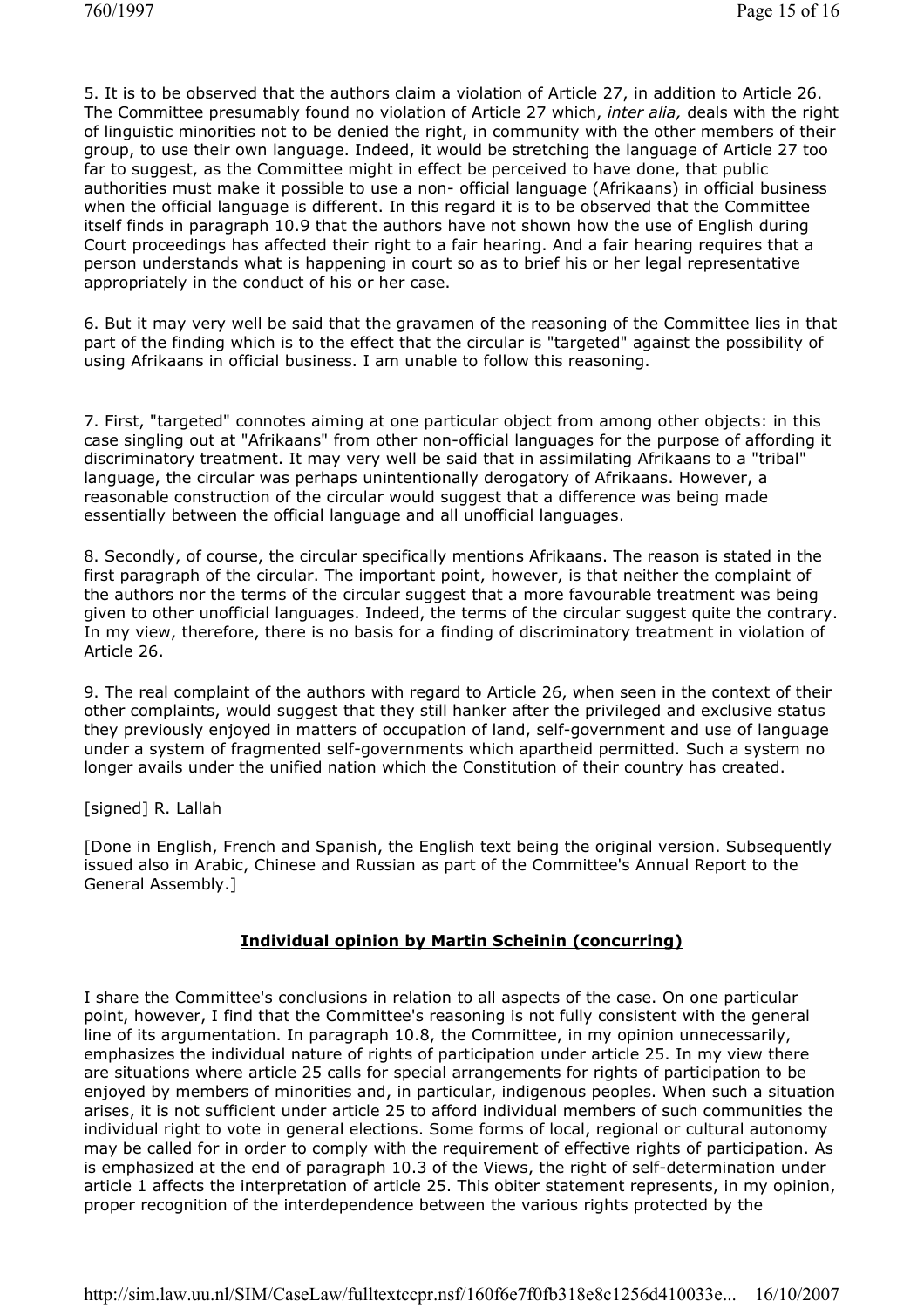5. It is to be observed that the authors claim a violation of Article 27, in addition to Article 26. The Committee presumably found no violation of Article 27 which, *inter alia,* deals with the right of linguistic minorities not to be denied the right, in community with the other members of their group, to use their own language. Indeed, it would be stretching the language of Article 27 too far to suggest, as the Committee might in effect be perceived to have done, that public authorities must make it possible to use a non- official language (Afrikaans) in official business when the official language is different. In this regard it is to be observed that the Committee itself finds in paragraph 10.9 that the authors have not shown how the use of English during Court proceedings has affected their right to a fair hearing. And a fair hearing requires that a person understands what is happening in court so as to brief his or her legal representative appropriately in the conduct of his or her case.

6. But it may very well be said that the gravamen of the reasoning of the Committee lies in that part of the finding which is to the effect that the circular is "targeted" against the possibility of using Afrikaans in official business. I am unable to follow this reasoning.

7. First, "targeted" connotes aiming at one particular object from among other objects: in this case singling out at "Afrikaans" from other non-official languages for the purpose of affording it discriminatory treatment. It may very well be said that in assimilating Afrikaans to a "tribal" language, the circular was perhaps unintentionally derogatory of Afrikaans. However, a reasonable construction of the circular would suggest that a difference was being made essentially between the official language and all unofficial languages.

8. Secondly, of course, the circular specifically mentions Afrikaans. The reason is stated in the first paragraph of the circular. The important point, however, is that neither the complaint of the authors nor the terms of the circular suggest that a more favourable treatment was being given to other unofficial languages. Indeed, the terms of the circular suggest quite the contrary. In my view, therefore, there is no basis for a finding of discriminatory treatment in violation of Article 26.

9. The real complaint of the authors with regard to Article 26, when seen in the context of their other complaints, would suggest that they still hanker after the privileged and exclusive status they previously enjoyed in matters of occupation of land, self-government and use of language under a system of fragmented self-governments which apartheid permitted. Such a system no longer avails under the unified nation which the Constitution of their country has created.

[signed] R. Lallah

[Done in English, French and Spanish, the English text being the original version. Subsequently issued also in Arabic, Chinese and Russian as part of the Committee's Annual Report to the General Assembly.]

## Individual opinion by Martin Scheinin (concurring)

I share the Committee's conclusions in relation to all aspects of the case. On one particular point, however, I find that the Committee's reasoning is not fully consistent with the general line of its argumentation. In paragraph 10.8, the Committee, in my opinion unnecessarily, emphasizes the individual nature of rights of participation under article 25. In my view there are situations where article 25 calls for special arrangements for rights of participation to be enjoyed by members of minorities and, in particular, indigenous peoples. When such a situation arises, it is not sufficient under article 25 to afford individual members of such communities the individual right to vote in general elections. Some forms of local, regional or cultural autonomy may be called for in order to comply with the requirement of effective rights of participation. As is emphasized at the end of paragraph 10.3 of the Views, the right of self-determination under article 1 affects the interpretation of article 25. This obiter statement represents, in my opinion, proper recognition of the interdependence between the various rights protected by the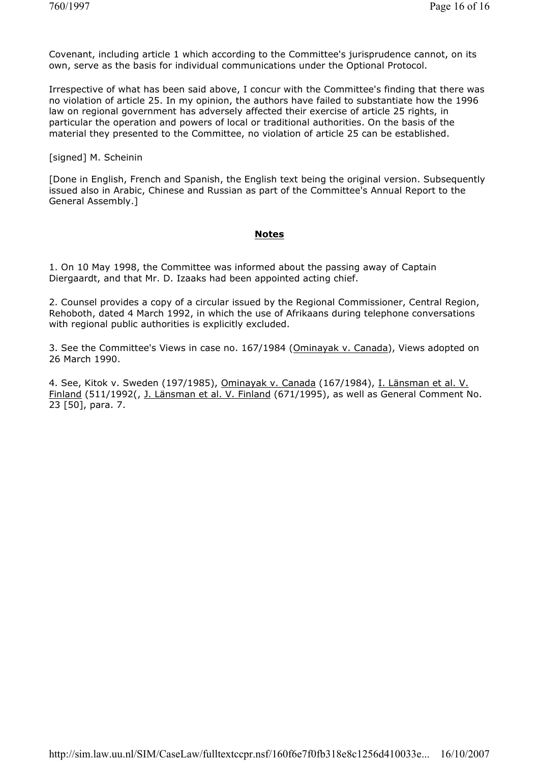Covenant, including article 1 which according to the Committee's jurisprudence cannot, on its own, serve as the basis for individual communications under the Optional Protocol.

Irrespective of what has been said above, I concur with the Committee's finding that there was no violation of article 25. In my opinion, the authors have failed to substantiate how the 1996 law on regional government has adversely affected their exercise of article 25 rights, in particular the operation and powers of local or traditional authorities. On the basis of the material they presented to the Committee, no violation of article 25 can be established.

[signed] M. Scheinin

[Done in English, French and Spanish, the English text being the original version. Subsequently issued also in Arabic, Chinese and Russian as part of the Committee's Annual Report to the General Assembly.]

## Notes

1. On 10 May 1998, the Committee was informed about the passing away of Captain Diergaardt, and that Mr. D. Izaaks had been appointed acting chief.

2. Counsel provides a copy of a circular issued by the Regional Commissioner, Central Region, Rehoboth, dated 4 March 1992, in which the use of Afrikaans during telephone conversations with regional public authorities is explicitly excluded.

3. See the Committee's Views in case no. 167/1984 (Ominayak v. Canada), Views adopted on 26 March 1990.

4. See, Kitok v. Sweden (197/1985), Ominayak v. Canada (167/1984), I. Länsman et al. V. Finland (511/1992(, J. Länsman et al. V. Finland (671/1995), as well as General Comment No. 23 [50], para. 7.